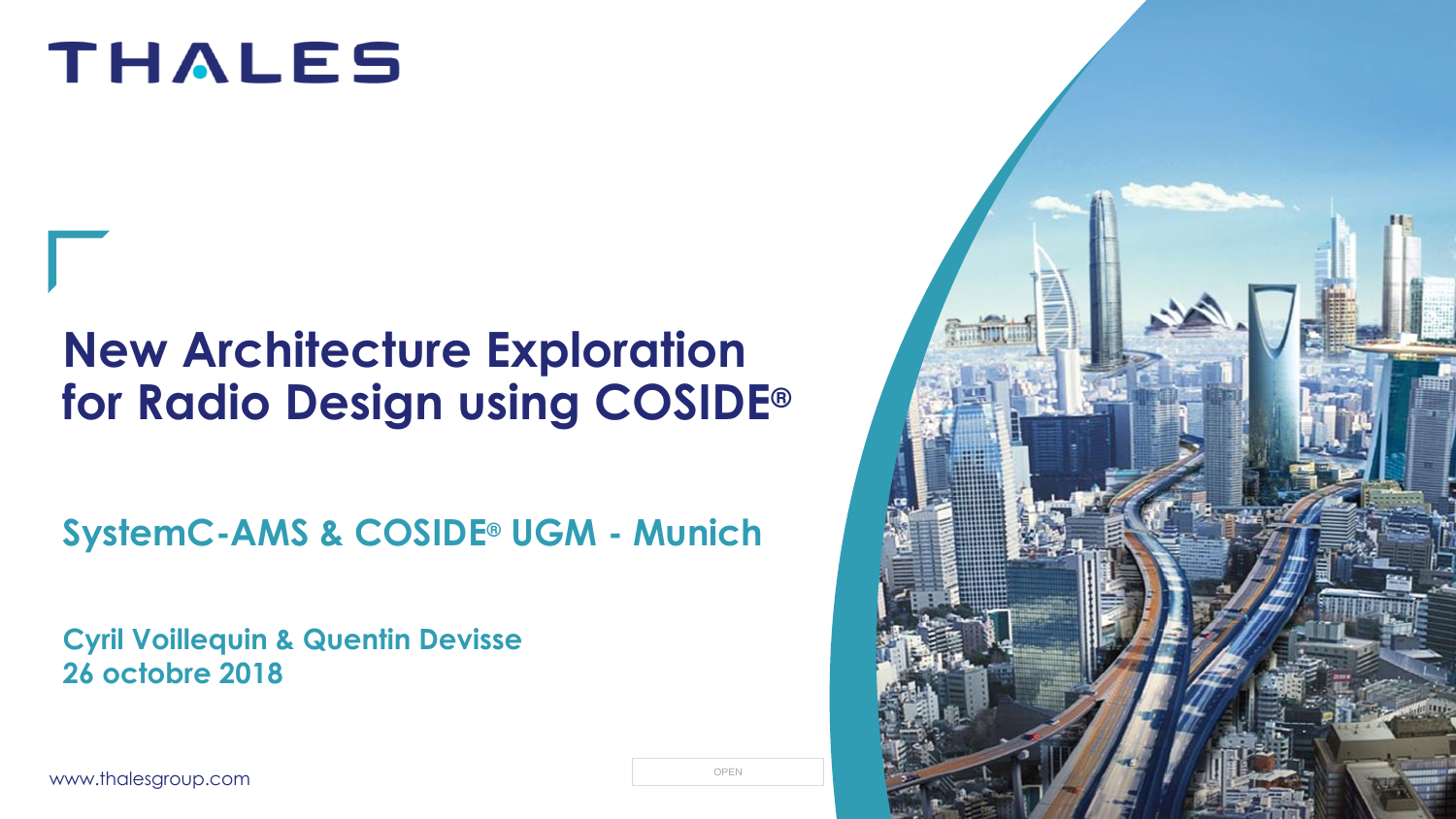THALES

# New Architecture Exploration for Radio Design using COSIDE®

## SystemC-AMS & COSIDE® UGM - Munich

**Cyril Voillequin & Quentin Devisse**
**26 octobre 2018**

www.thalesgroup.com

OPEN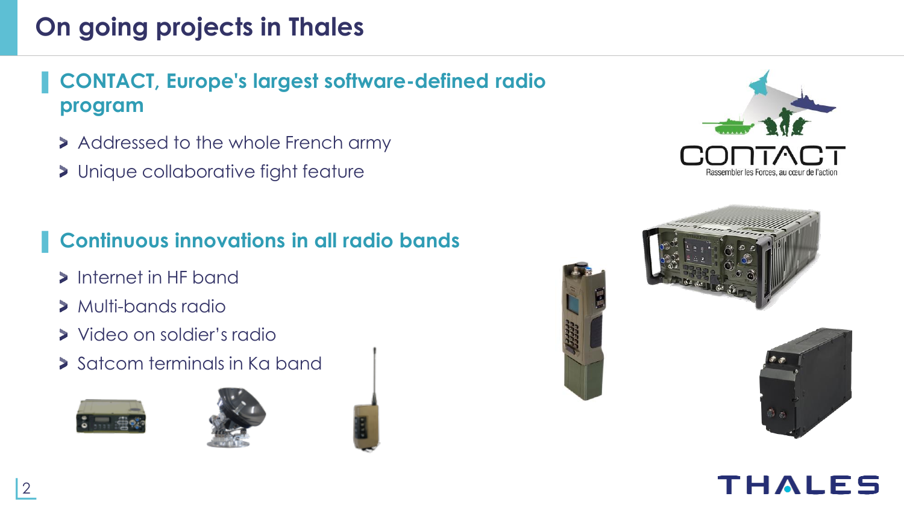# On going projects in Thales

## CONTACT, Europe's largest software-defined radio program

- Addressed to the whole French army
- Unique collaborative fight feature

## Continuous innovations in all radio bands

- Internet in HF band
- Multi-bands radio
- Video on soldier’s radio
- Satcom terminals in Ka band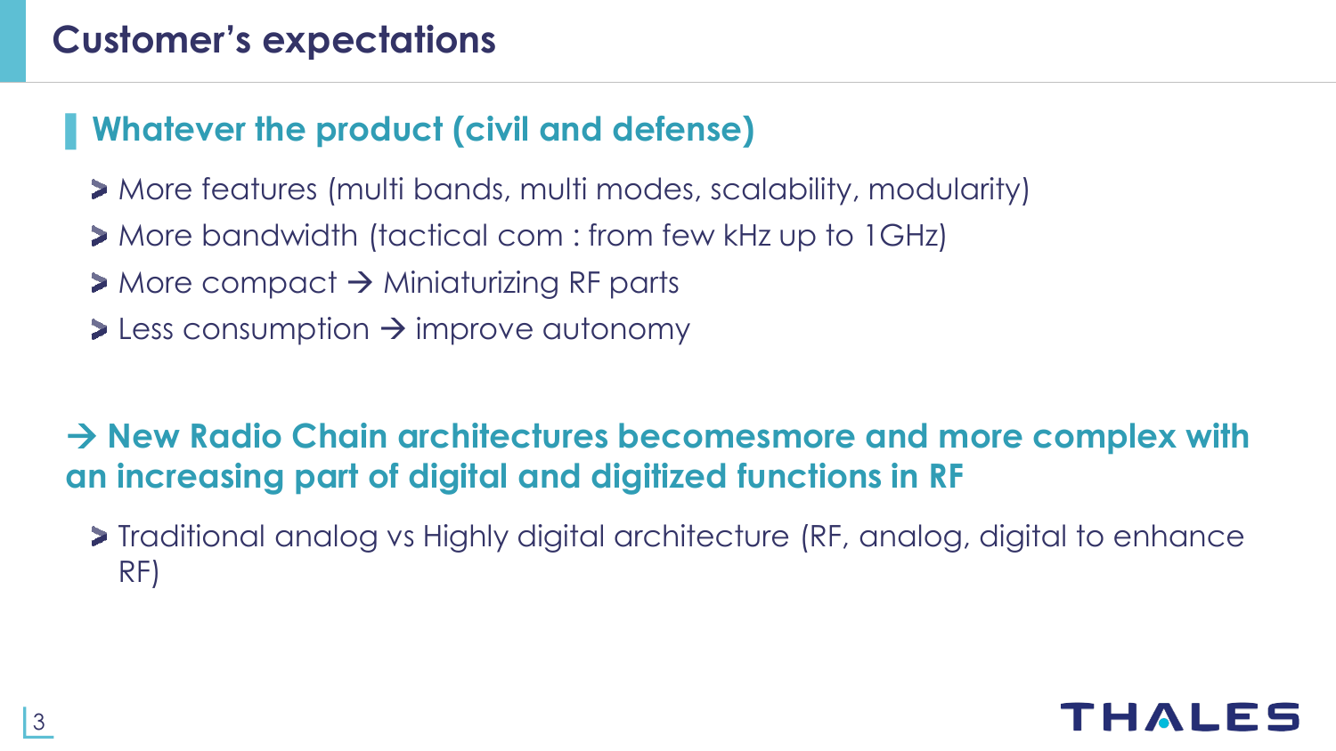# Customer's expectations

## Whatever the product (civil and defense)

- More features (multi bands, multi modes, scalability, modularity)
- More bandwidth (tactical com : from few kHz up to 1GHz)
- More compact → Miniaturizing RF parts
- Less consumption → improve autonomy

**→ New Radio Chain architectures becomesmore and more complex with an increasing part of digital and digitized functions in RF**

- Traditional analog vs Highly digital architecture (RF, analog, digital to enhance RF)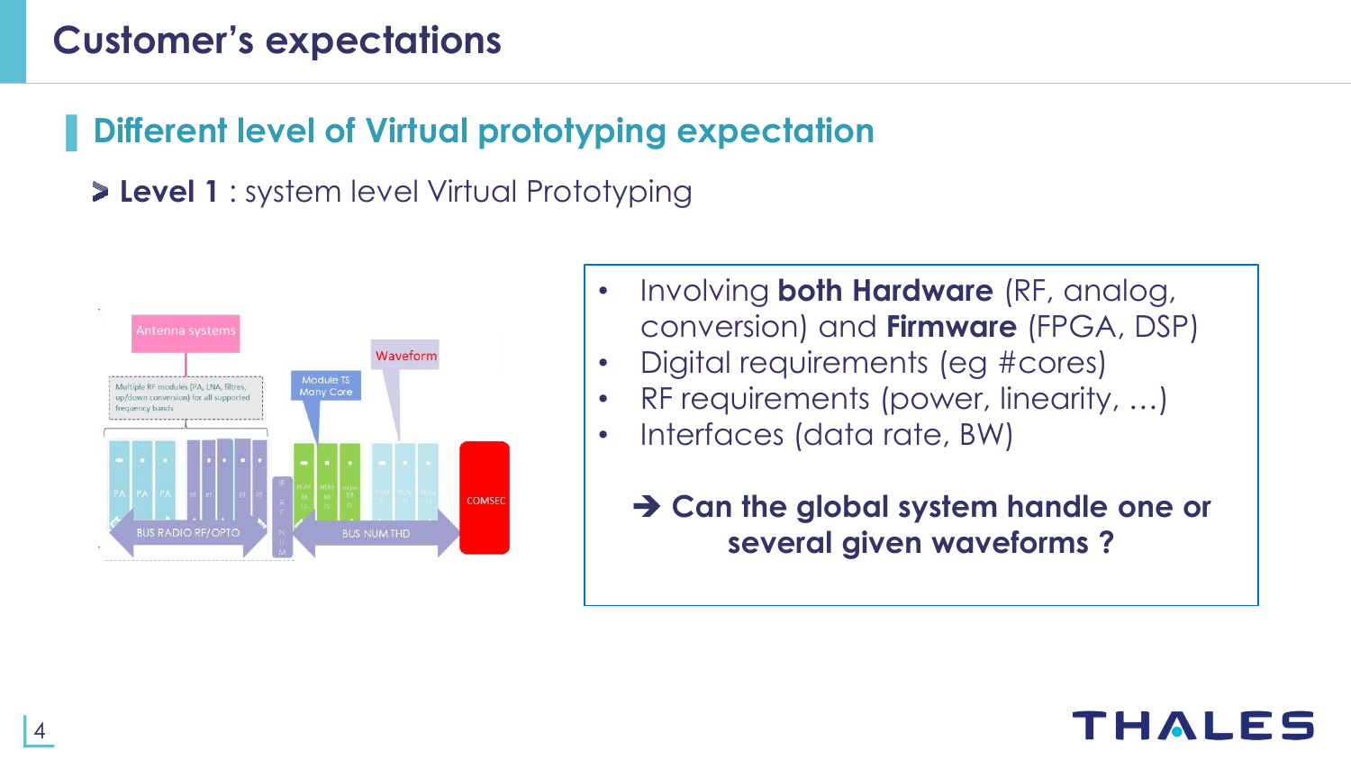# Customer's expectations

## Different level of Virtual prototyping expectation

- **Level 1** : system level Virtual Prototyping

- Involving **both Hardware** (RF, analog, conversion) and **Firmware** (FPGA, DSP)
- Digital requirements (eg #cores)
- RF requirements (power, linearity, …)
- Interfaces (data rate, BW)

**➔ Can the global system handle one or several given waveforms ?**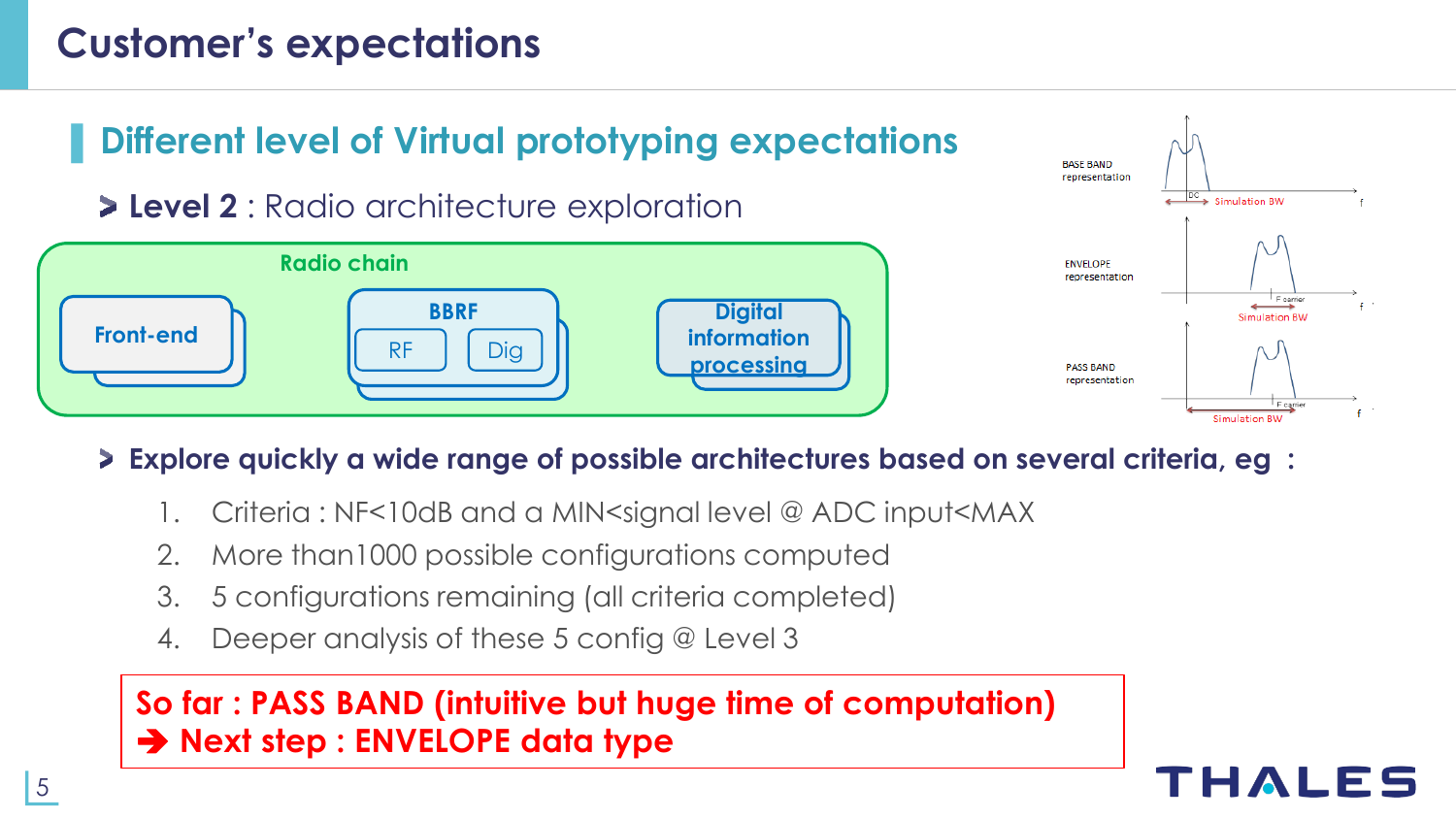# Customer's expectations

## Different level of Virtual prototyping expectations

- **Level 2** : Radio architecture exploration

Radio chain

Front-end

BBRF

RF

Dig

Digital information processing

BASE BAND representation

DC

Simulation BW

f

ENVELOPE representation

F carrier

Simulation BW

f

PASS BAND representation

F carrier

Simulation BW

f

- **Explore quickly a wide range of possible architectures based on several criteria, eg :**

  1. Criteria : NF<10dB and a MIN<signal level @ ADC input<MAX
  2. More than1000 possible configurations computed
  3. 5 configurations remaining (all criteria completed)
  4. Deeper analysis of these 5 config @ Level 3

**So far : PASS BAND (intuitive but huge time of computation)**
**➔ Next step : ENVELOPE data type**

THALES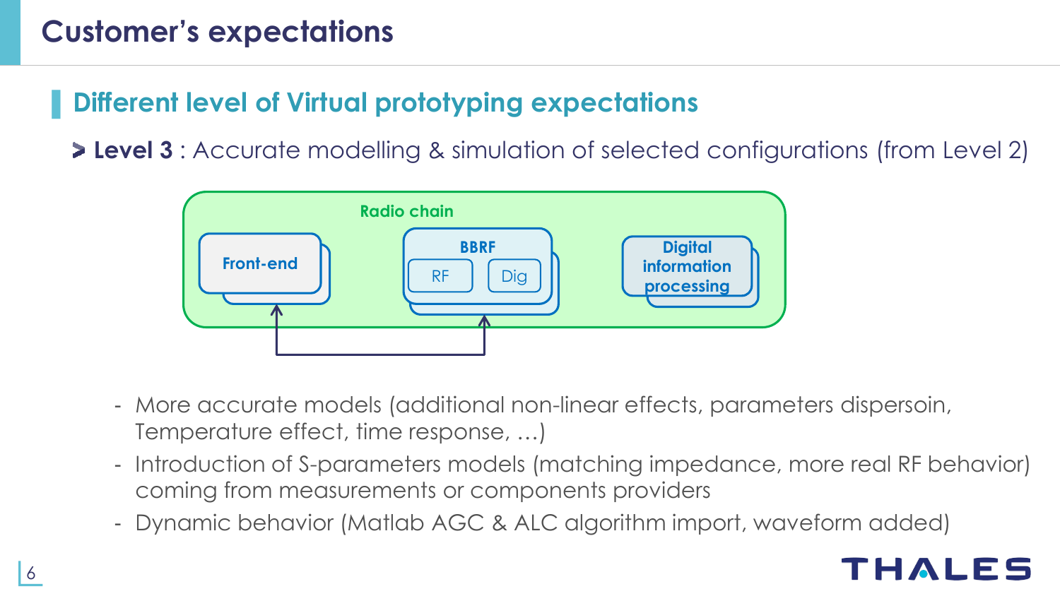# Customer's expectations

## Different level of Virtual prototyping expectations

- **Level 3** : Accurate modelling & simulation of selected configurations (from Level 2)

Radio chain

Front-end

BBRF

RF

Dig

Digital information processing

- More accurate models (additional non-linear effects, parameters dispersoin, Temperature effect, time response, …)
- Introduction of S-parameters models (matching impedance, more real RF behavior) coming from measurements or components providers
- Dynamic behavior (Matlab AGC & ALC algorithm import, waveform added)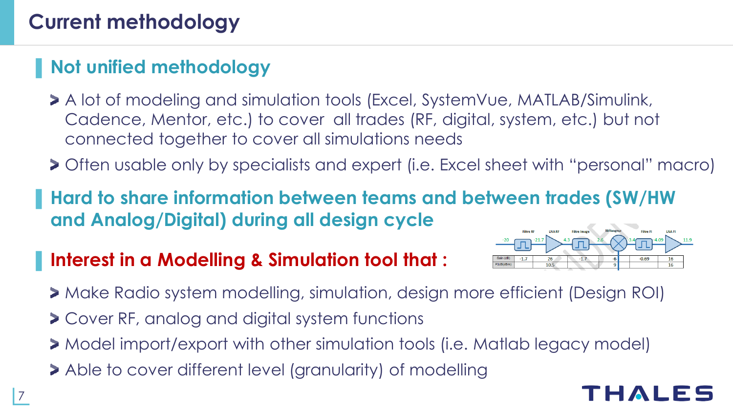# Current methodology

## Not unified methodology

- A lot of modeling and simulation tools (Excel, SystemVue, MATLAB/Simulink, Cadence, Mentor, etc.) to cover all trades (RF, digital, system, etc.) but not connected together to cover all simulations needs
- Often usable only by specialists and expert (i.e. Excel sheet with "personal" macro)

## Hard to share information between teams and between trades (SW/HW and Analog/Digital) during all design cycle

## Interest in a Modelling & Simulation tool that :

- Make Radio system modelling, simulation, design more efficient (Design ROI)
- Cover RF, analog and digital system functions
- Model import/export with other simulation tools (i.e. Matlab legacy model)
- Able to cover different level (granularity) of modelling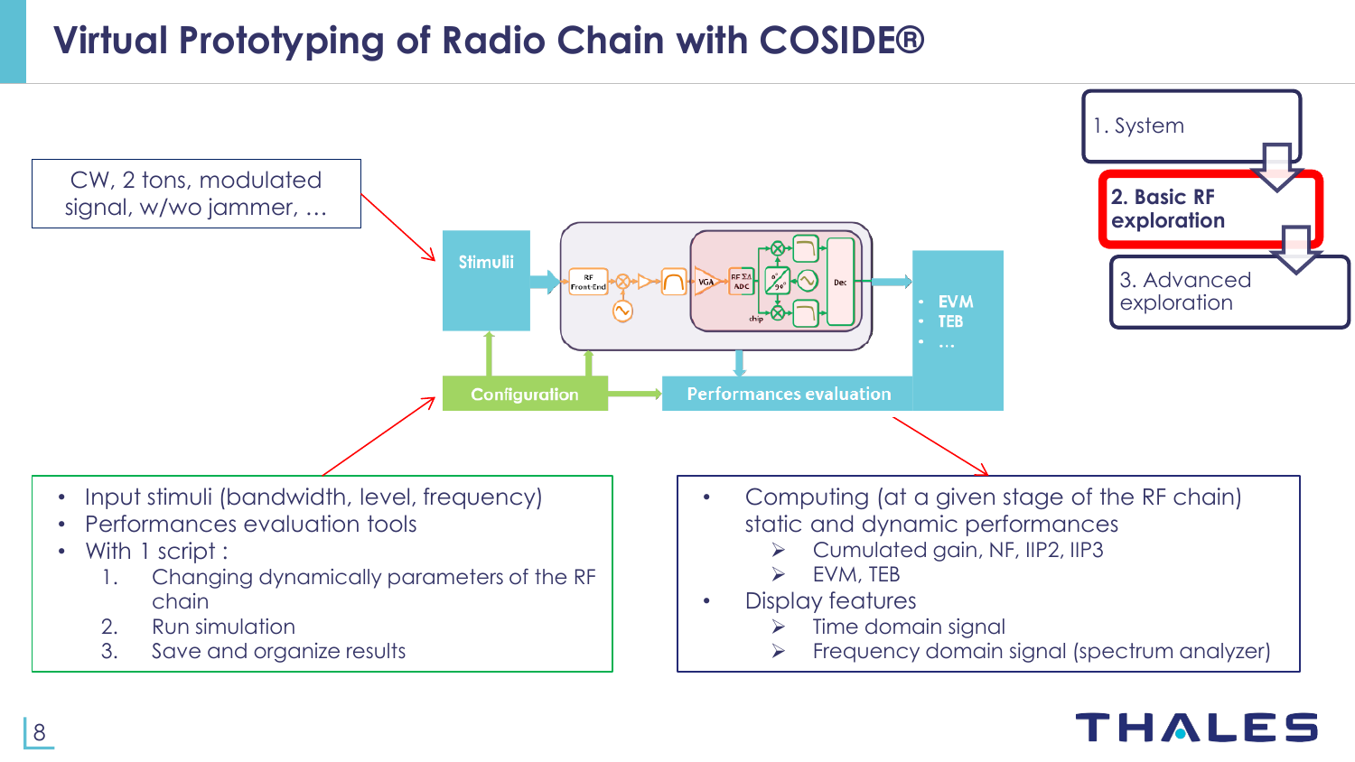# Virtual Prototyping of Radio Chain with COSIDE®

1. System
2. **Basic RF exploration**
3. Advanced exploration

CW, 2 tons, modulated signal, w/wo jammer, …

Stimulii

Configuration

Performances evaluation

- EVM
- TEB
- …

- Input stimuli (bandwidth, level, frequency)
- Performances evaluation tools
- With 1 script :
  1. Changing dynamically parameters of the RF chain
  2. Run simulation
  3. Save and organize results

- Computing (at a given stage of the RF chain) static and dynamic performances
  - Cumulated gain, NF, IIP2, IIP3
  - EVM, TEB
- Display features
  - Time domain signal
  - Frequency domain signal (spectrum analyzer)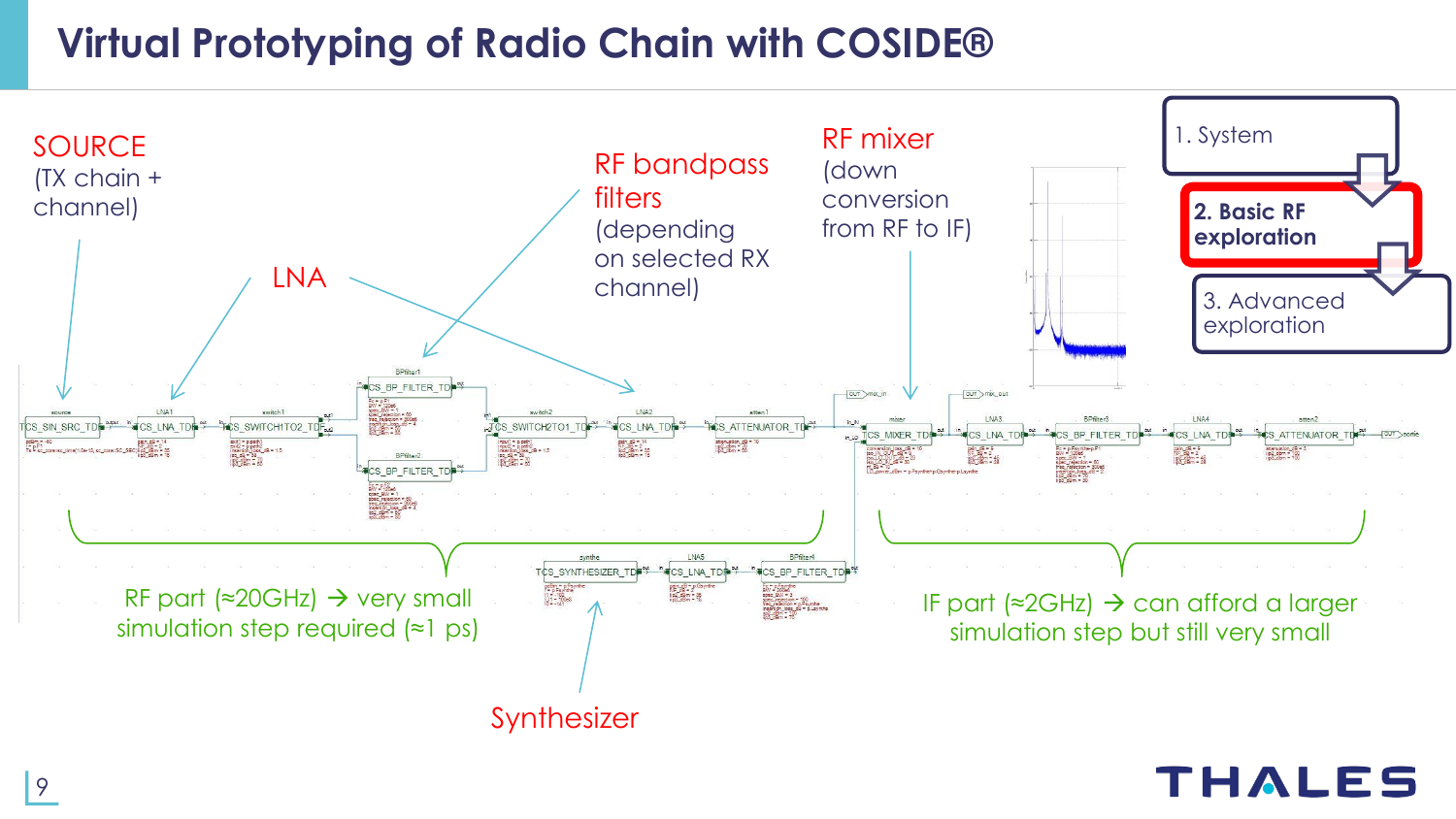# Virtual Prototyping of Radio Chain with COSIDE®

SOURCE (TX chain + channel)

LNA

RF bandpass filters (depending on selected RX channel)

RF mixer (down conversion from RF to IF)

Synthesizer

RF part (≈20GHz) → very small simulation step required (≈1 ps)

IF part (≈2GHz) → can afford a larger simulation step but still very small

1. System

**2. Basic RF exploration**

3. Advanced exploration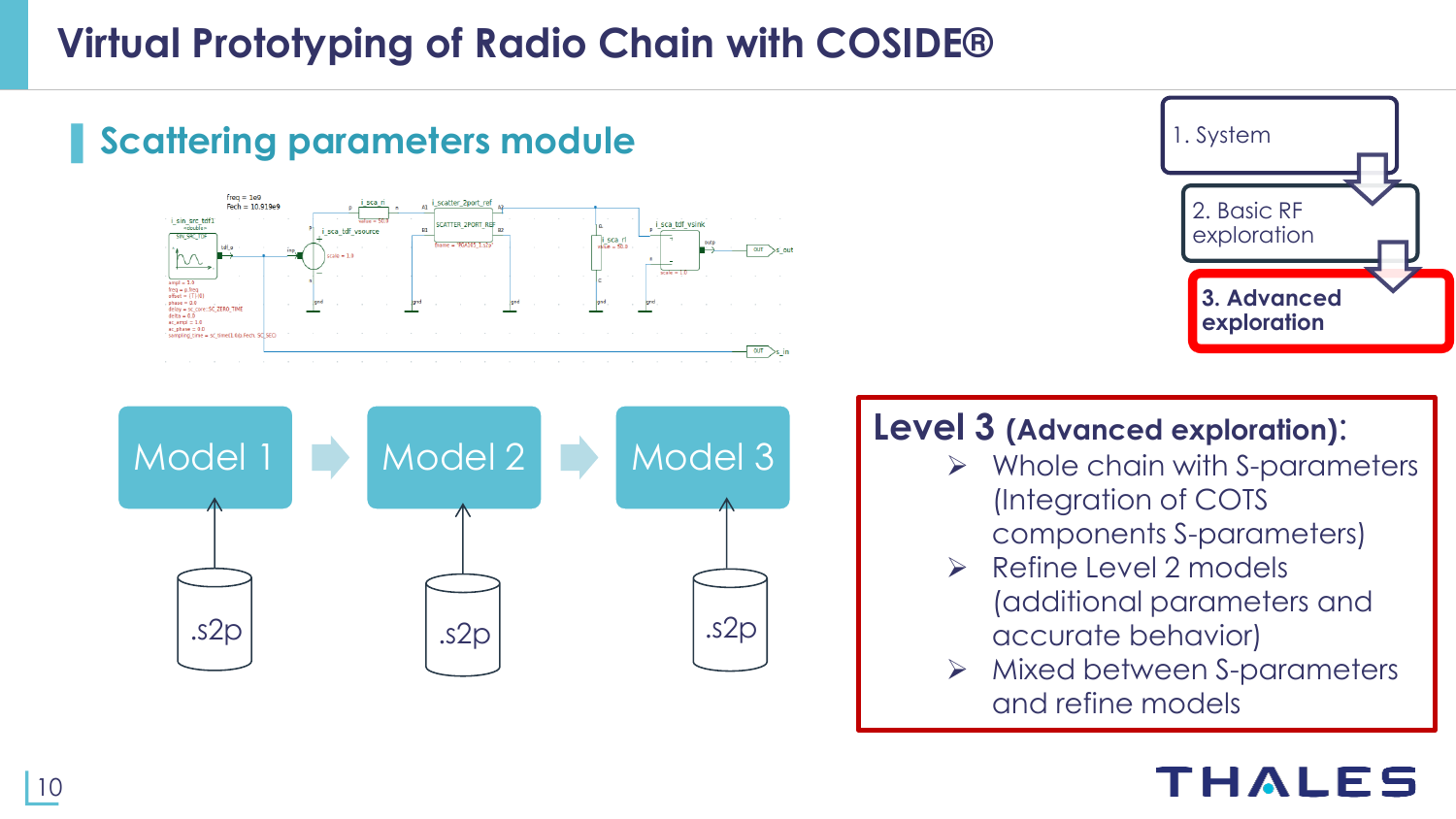# Virtual Prototyping of Radio Chain with COSIDE®

## Scattering parameters module

1. System

2. Basic RF exploration

**3. Advanced exploration**

Model 1 → Model 2 → Model 3

.s2p .s2p .s2p

**Level 3 (Advanced exploration):**

- Whole chain with S-parameters (Integration of COTS components S-parameters)
- Refine Level 2 models (additional parameters and accurate behavior)
- Mixed between S-parameters and refine models

THALES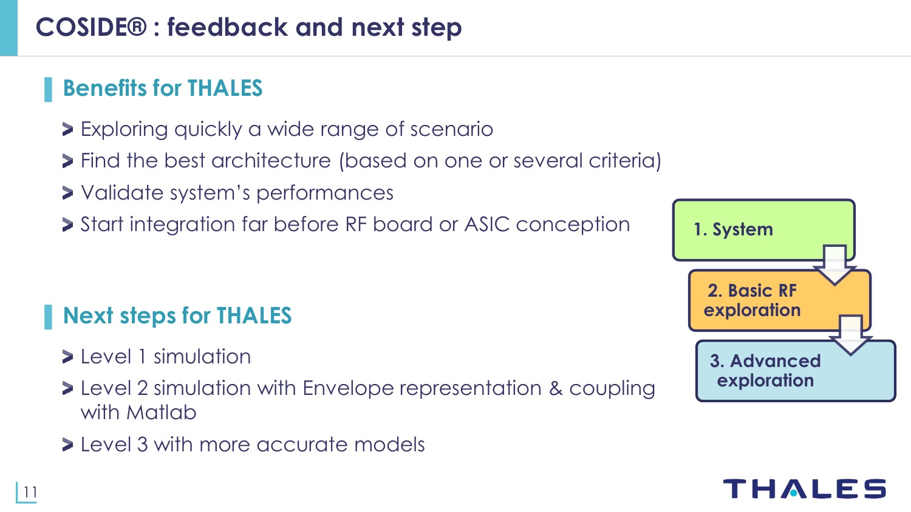# COSIDE® : feedback and next step

## Benefits for THALES

- Exploring quickly a wide range of scenario
- Find the best architecture (based on one or several criteria)
- Validate system's performances
- Start integration far before RF board or ASIC conception

## Next steps for THALES

- Level 1 simulation
- Level 2 simulation with Envelope representation & coupling with Matlab
- Level 3 with more accurate models

1. System
2. Basic RF exploration
3. Advanced exploration

THALES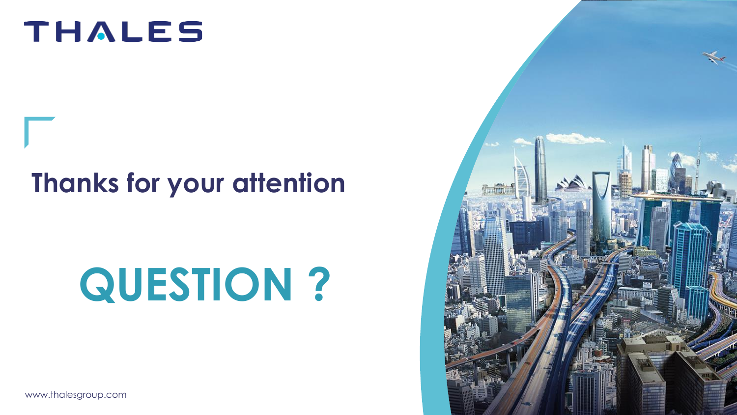THALES

## Thanks for your attention

# QUESTION ?

www.thalesgroup.com